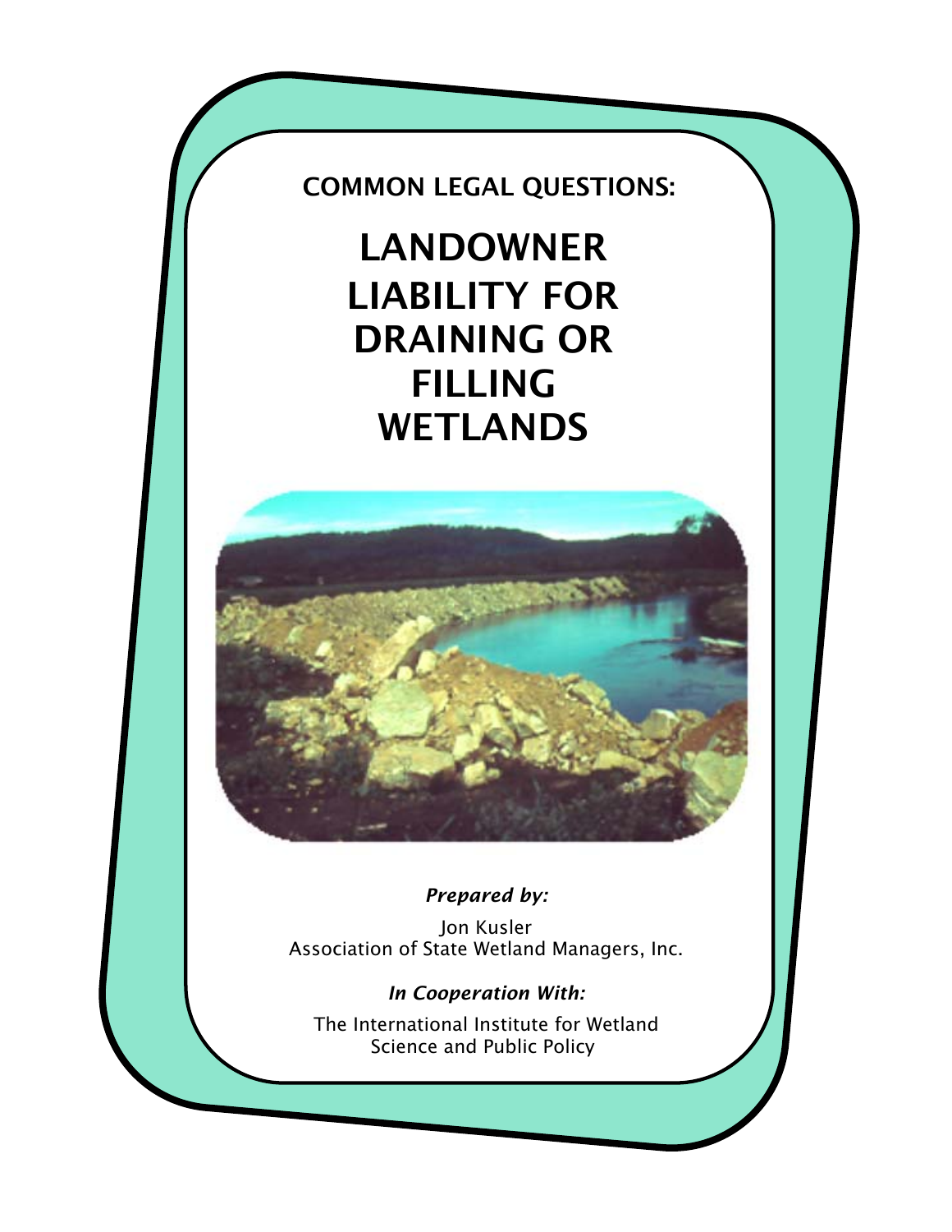**COMMON LEGAL QUESTIONS:**

# LANDOWNER LIABILITY FOR DRAINING OR FILLING WETLANDS

***Prepared by:***

Jon Kusler
Association of State Wetland Managers, Inc.

***In Cooperation With:***

The International Institute for Wetland Science and Public Policy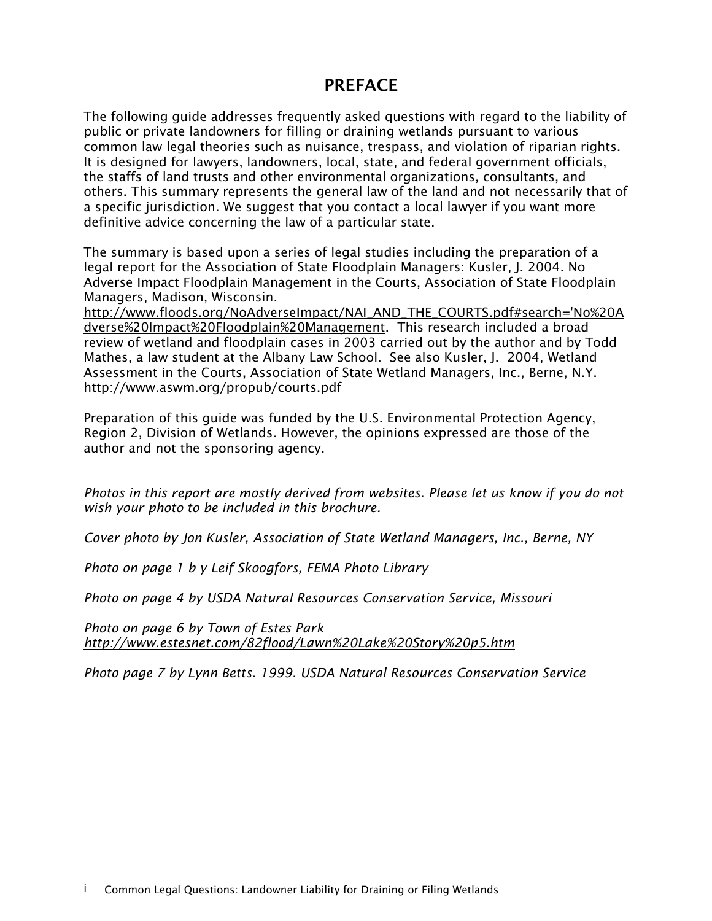# PREFACE

The following guide addresses frequently asked questions with regard to the liability of public or private landowners for filling or draining wetlands pursuant to various common law legal theories such as nuisance, trespass, and violation of riparian rights. It is designed for lawyers, landowners, local, state, and federal government officials, the staffs of land trusts and other environmental organizations, consultants, and others. This summary represents the general law of the land and not necessarily that of a specific jurisdiction. We suggest that you contact a local lawyer if you want more definitive advice concerning the law of a particular state.

The summary is based upon a series of legal studies including the preparation of a legal report for the Association of State Floodplain Managers: Kusler, J. 2004. No Adverse Impact Floodplain Management in the Courts, Association of State Floodplain Managers, Madison, Wisconsin. http://www.floods.org/NoAdverseImpact/NAI_AND_THE_COURTS.pdf#search='No%20Adverse%20Impact%20Floodplain%20Management. This research included a broad review of wetland and floodplain cases in 2003 carried out by the author and by Todd Mathes, a law student at the Albany Law School. See also Kusler, J. 2004, Wetland Assessment in the Courts, Association of State Wetland Managers, Inc., Berne, N.Y. http://www.aswm.org/propub/courts.pdf

Preparation of this guide was funded by the U.S. Environmental Protection Agency, Region 2, Division of Wetlands. However, the opinions expressed are those of the author and not the sponsoring agency.

*Photos in this report are mostly derived from websites. Please let us know if you do not wish your photo to be included in this brochure.*

*Cover photo by Jon Kusler, Association of State Wetland Managers, Inc., Berne, NY*

*Photo on page 1 b y Leif Skoogfors, FEMA Photo Library*

*Photo on page 4 by USDA Natural Resources Conservation Service, Missouri*

*Photo on page 6 by Town of Estes Park http://www.estesnet.com/82flood/Lawn%20Lake%20Story%20p5.htm*

*Photo page 7 by Lynn Betts. 1999. USDA Natural Resources Conservation Service*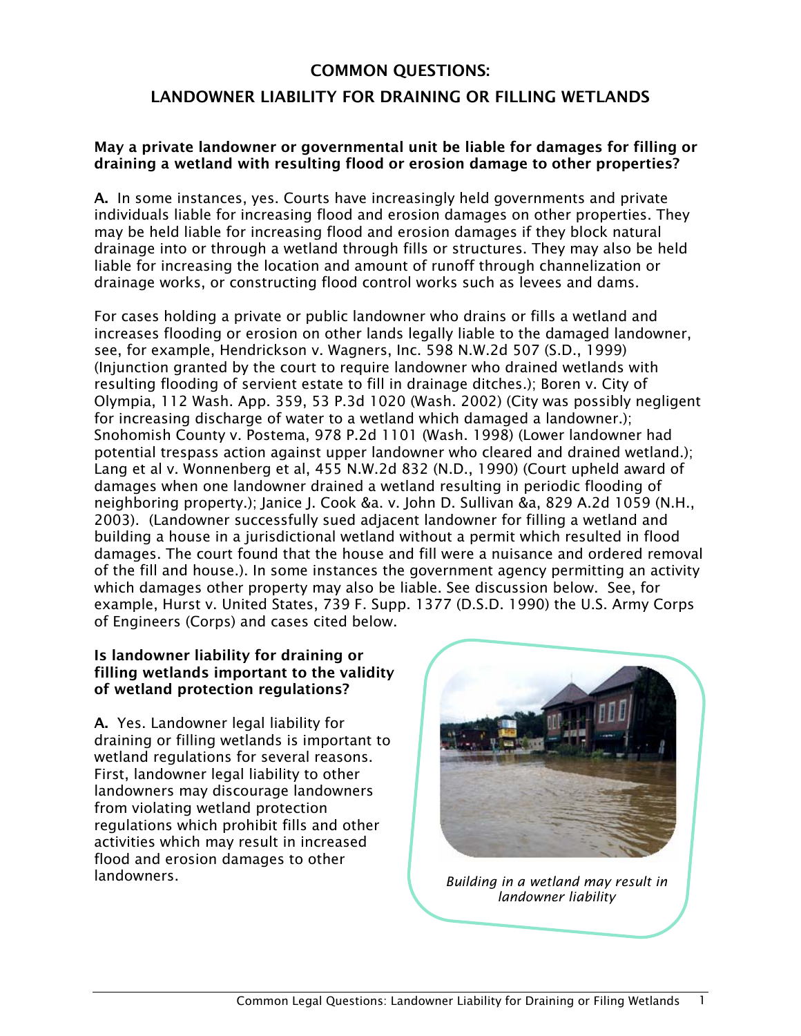# COMMON QUESTIONS:

# LANDOWNER LIABILITY FOR DRAINING OR FILLING WETLANDS

**May a private landowner or governmental unit be liable for damages for filling or draining a wetland with resulting flood or erosion damage to other properties?**

**A.** In some instances, yes. Courts have increasingly held governments and private individuals liable for increasing flood and erosion damages on other properties. They may be held liable for increasing flood and erosion damages if they block natural drainage into or through a wetland through fills or structures. They may also be held liable for increasing the location and amount of runoff through channelization or drainage works, or constructing flood control works such as levees and dams.

For cases holding a private or public landowner who drains or fills a wetland and increases flooding or erosion on other lands legally liable to the damaged landowner, see, for example, Hendrickson v. Wagners, Inc. 598 N.W.2d 507 (S.D., 1999) (Injunction granted by the court to require landowner who drained wetlands with resulting flooding of servient estate to fill in drainage ditches.); Boren v. City of Olympia, 112 Wash. App. 359, 53 P.3d 1020 (Wash. 2002) (City was possibly negligent for increasing discharge of water to a wetland which damaged a landowner.); Snohomish County v. Postema, 978 P.2d 1101 (Wash. 1998) (Lower landowner had potential trespass action against upper landowner who cleared and drained wetland.); Lang et al v. Wonnenberg et al, 455 N.W.2d 832 (N.D., 1990) (Court upheld award of damages when one landowner drained a wetland resulting in periodic flooding of neighboring property.); Janice J. Cook &a. v. John D. Sullivan &a, 829 A.2d 1059 (N.H., 2003). (Landowner successfully sued adjacent landowner for filling a wetland and building a house in a jurisdictional wetland without a permit which resulted in flood damages. The court found that the house and fill were a nuisance and ordered removal of the fill and house.). In some instances the government agency permitting an activity which damages other property may also be liable. See discussion below. See, for example, Hurst v. United States, 739 F. Supp. 1377 (D.S.D. 1990) the U.S. Army Corps of Engineers (Corps) and cases cited below.

**Is landowner liability for draining or filling wetlands important to the validity of wetland protection regulations?**

**A.** Yes. Landowner legal liability for draining or filling wetlands is important to wetland regulations for several reasons. First, landowner legal liability to other landowners may discourage landowners from violating wetland protection regulations which prohibit fills and other activities which may result in increased flood and erosion damages to other landowners.

*Building in a wetland may result in landowner liability*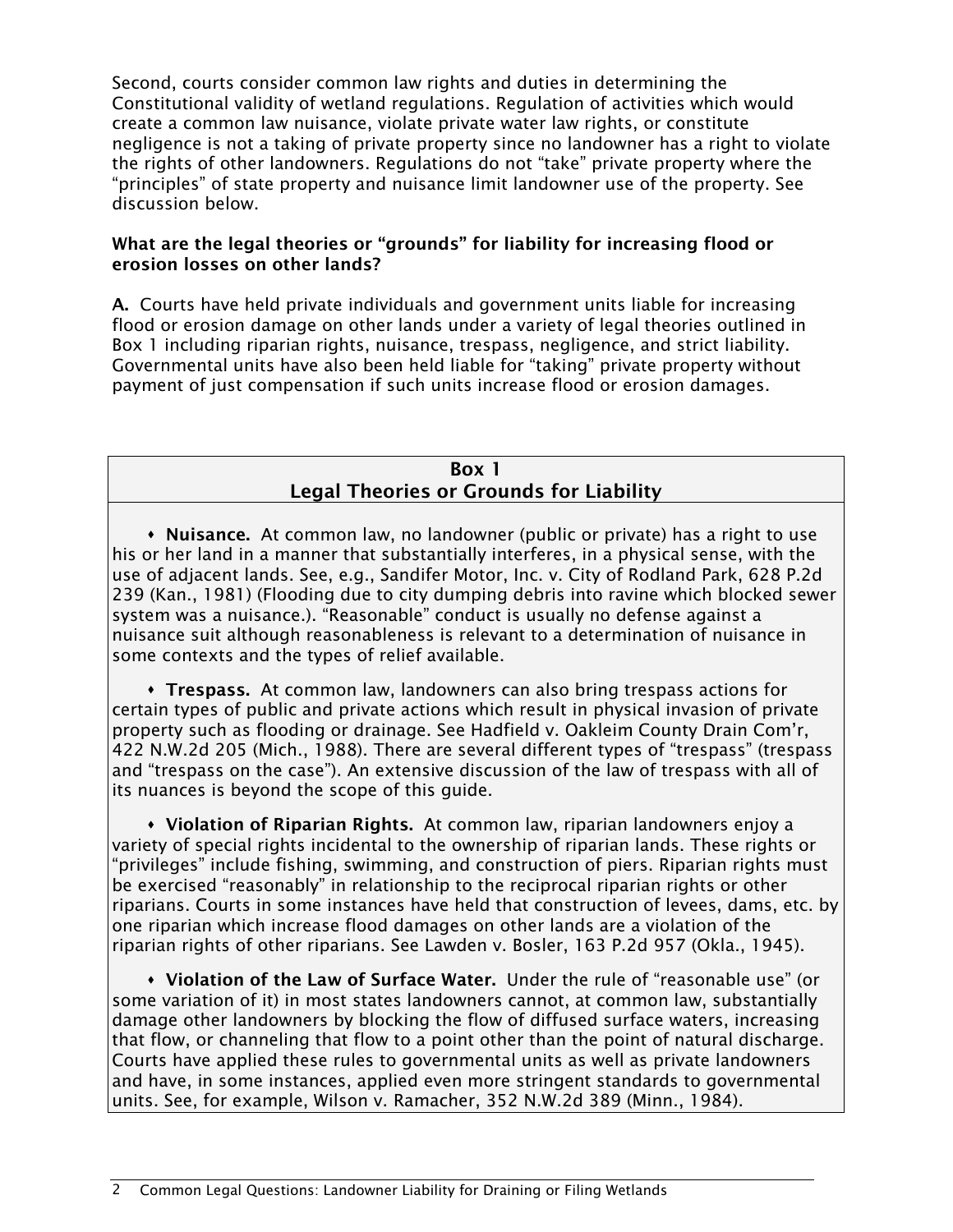Second, courts consider common law rights and duties in determining the Constitutional validity of wetland regulations. Regulation of activities which would create a common law nuisance, violate private water law rights, or constitute negligence is not a taking of private property since no landowner has a right to violate the rights of other landowners. Regulations do not "take" private property where the "principles" of state property and nuisance limit landowner use of the property. See discussion below.

**What are the legal theories or "grounds" for liability for increasing flood or erosion losses on other lands?**

**A.** Courts have held private individuals and government units liable for increasing flood or erosion damage on other lands under a variety of legal theories outlined in Box 1 including riparian rights, nuisance, trespass, negligence, and strict liability. Governmental units have also been held liable for "taking" private property without payment of just compensation if such units increase flood or erosion damages.

### Box 1
### Legal Theories or Grounds for Liability

- **Nuisance.** At common law, no landowner (public or private) has a right to use his or her land in a manner that substantially interferes, in a physical sense, with the use of adjacent lands. See, e.g., Sandifer Motor, Inc. v. City of Rodland Park, 628 P.2d 239 (Kan., 1981) (Flooding due to city dumping debris into ravine which blocked sewer system was a nuisance.). "Reasonable" conduct is usually no defense against a nuisance suit although reasonableness is relevant to a determination of nuisance in some contexts and the types of relief available.

- **Trespass.** At common law, landowners can also bring trespass actions for certain types of public and private actions which result in physical invasion of private property such as flooding or drainage. See Hadfield v. Oakleim County Drain Com'r, 422 N.W.2d 205 (Mich., 1988). There are several different types of "trespass" (trespass and "trespass on the case"). An extensive discussion of the law of trespass with all of its nuances is beyond the scope of this guide.

- **Violation of Riparian Rights.** At common law, riparian landowners enjoy a variety of special rights incidental to the ownership of riparian lands. These rights or "privileges" include fishing, swimming, and construction of piers. Riparian rights must be exercised "reasonably" in relationship to the reciprocal riparian rights or other riparians. Courts in some instances have held that construction of levees, dams, etc. by one riparian which increase flood damages on other lands are a violation of the riparian rights of other riparians. See Lawden v. Bosler, 163 P.2d 957 (Okla., 1945).

- **Violation of the Law of Surface Water.** Under the rule of "reasonable use" (or some variation of it) in most states landowners cannot, at common law, substantially damage other landowners by blocking the flow of diffused surface waters, increasing that flow, or channeling that flow to a point other than the point of natural discharge. Courts have applied these rules to governmental units as well as private landowners and have, in some instances, applied even more stringent standards to governmental units. See, for example, Wilson v. Ramacher, 352 N.W.2d 389 (Minn., 1984).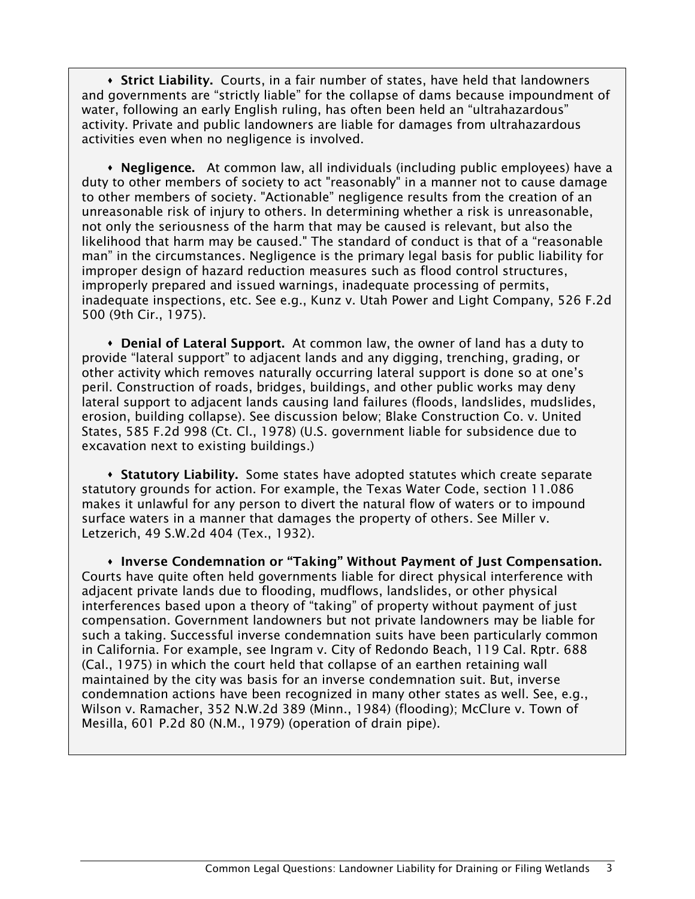♦ **Strict Liability.** Courts, in a fair number of states, have held that landowners and governments are "strictly liable" for the collapse of dams because impoundment of water, following an early English ruling, has often been held an "ultrahazardous" activity. Private and public landowners are liable for damages from ultrahazardous activities even when no negligence is involved.

♦ **Negligence.** At common law, all individuals (including public employees) have a duty to other members of society to act "reasonably" in a manner not to cause damage to other members of society. "Actionable" negligence results from the creation of an unreasonable risk of injury to others. In determining whether a risk is unreasonable, not only the seriousness of the harm that may be caused is relevant, but also the likelihood that harm may be caused." The standard of conduct is that of a "reasonable man" in the circumstances. Negligence is the primary legal basis for public liability for improper design of hazard reduction measures such as flood control structures, improperly prepared and issued warnings, inadequate processing of permits, inadequate inspections, etc. See e.g., Kunz v. Utah Power and Light Company, 526 F.2d 500 (9th Cir., 1975).

♦ **Denial of Lateral Support.** At common law, the owner of land has a duty to provide "lateral support" to adjacent lands and any digging, trenching, grading, or other activity which removes naturally occurring lateral support is done so at one's peril. Construction of roads, bridges, buildings, and other public works may deny lateral support to adjacent lands causing land failures (floods, landslides, mudslides, erosion, building collapse). See discussion below; Blake Construction Co. v. United States, 585 F.2d 998 (Ct. Cl., 1978) (U.S. government liable for subsidence due to excavation next to existing buildings.)

♦ **Statutory Liability.** Some states have adopted statutes which create separate statutory grounds for action. For example, the Texas Water Code, section 11.086 makes it unlawful for any person to divert the natural flow of waters or to impound surface waters in a manner that damages the property of others. See Miller v. Letzerich, 49 S.W.2d 404 (Tex., 1932).

♦ **Inverse Condemnation or "Taking" Without Payment of Just Compensation.** Courts have quite often held governments liable for direct physical interference with adjacent private lands due to flooding, mudflows, landslides, or other physical interferences based upon a theory of "taking" of property without payment of just compensation. Government landowners but not private landowners may be liable for such a taking. Successful inverse condemnation suits have been particularly common in California. For example, see Ingram v. City of Redondo Beach, 119 Cal. Rptr. 688 (Cal., 1975) in which the court held that collapse of an earthen retaining wall maintained by the city was basis for an inverse condemnation suit. But, inverse condemnation actions have been recognized in many other states as well. See, e.g., Wilson v. Ramacher, 352 N.W.2d 389 (Minn., 1984) (flooding); McClure v. Town of Mesilla, 601 P.2d 80 (N.M., 1979) (operation of drain pipe).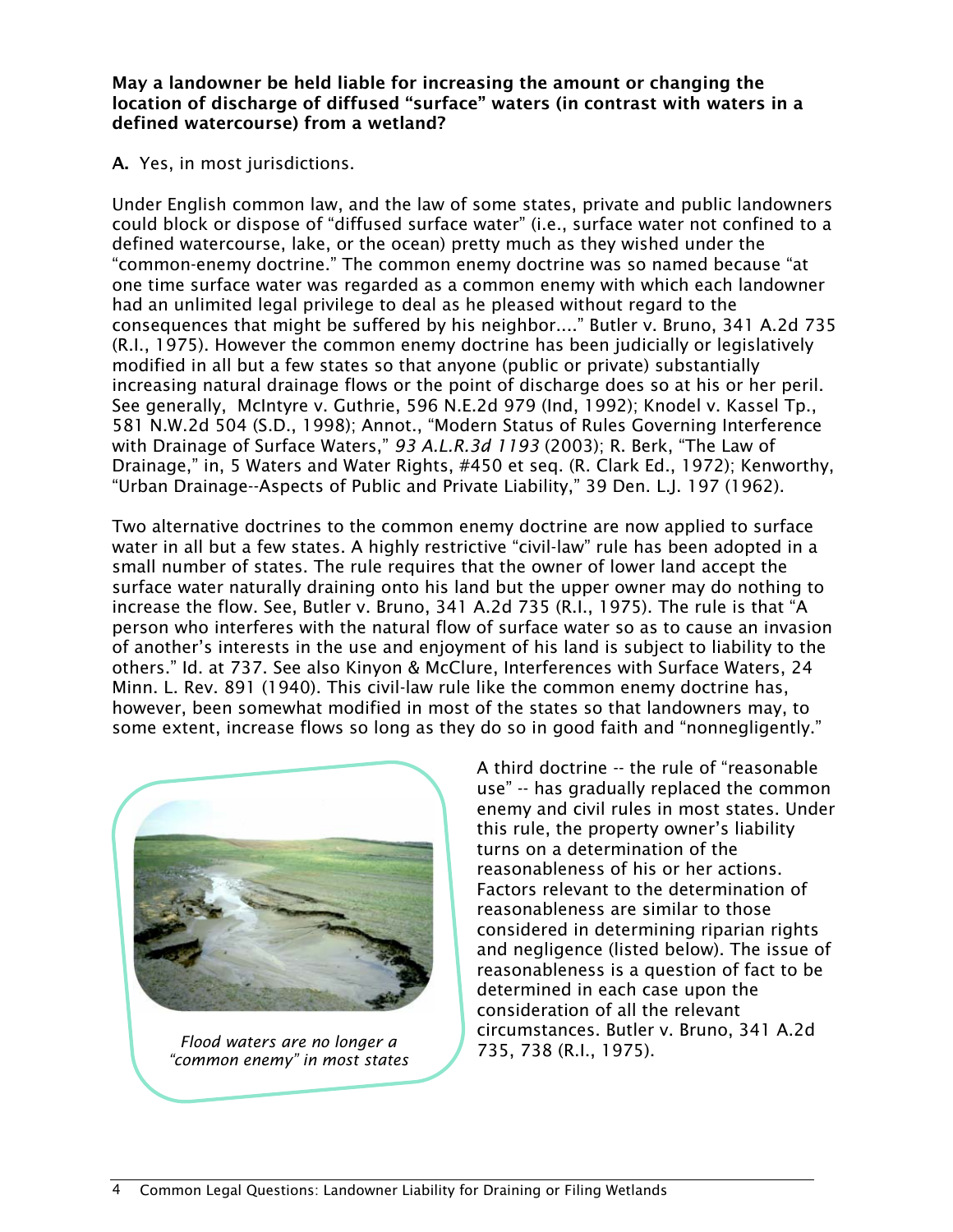**May a landowner be held liable for increasing the amount or changing the location of discharge of diffused "surface" waters (in contrast with waters in a defined watercourse) from a wetland?**

**A.** Yes, in most jurisdictions.

Under English common law, and the law of some states, private and public landowners could block or dispose of "diffused surface water" (i.e., surface water not confined to a defined watercourse, lake, or the ocean) pretty much as they wished under the "common-enemy doctrine." The common enemy doctrine was so named because "at one time surface water was regarded as a common enemy with which each landowner had an unlimited legal privilege to deal as he pleased without regard to the consequences that might be suffered by his neighbor...." Butler v. Bruno, 341 A.2d 735 (R.I., 1975). However the common enemy doctrine has been judicially or legislatively modified in all but a few states so that anyone (public or private) substantially increasing natural drainage flows or the point of discharge does so at his or her peril. See generally, McIntyre v. Guthrie, 596 N.E.2d 979 (Ind, 1992); Knodel v. Kassel Tp., 581 N.W.2d 504 (S.D., 1998); Annot., "Modern Status of Rules Governing Interference with Drainage of Surface Waters," *93 A.L.R.3d 1193* (2003); R. Berk, "The Law of Drainage," in, 5 Waters and Water Rights, #450 et seq. (R. Clark Ed., 1972); Kenworthy, "Urban Drainage--Aspects of Public and Private Liability," 39 Den. L.J. 197 (1962).

Two alternative doctrines to the common enemy doctrine are now applied to surface water in all but a few states. A highly restrictive "civil-law" rule has been adopted in a small number of states. The rule requires that the owner of lower land accept the surface water naturally draining onto his land but the upper owner may do nothing to increase the flow. See, Butler v. Bruno, 341 A.2d 735 (R.I., 1975). The rule is that "A person who interferes with the natural flow of surface water so as to cause an invasion of another's interests in the use and enjoyment of his land is subject to liability to the others." Id. at 737. See also Kinyon & McClure, Interferences with Surface Waters, 24 Minn. L. Rev. 891 (1940). This civil-law rule like the common enemy doctrine has, however, been somewhat modified in most of the states so that landowners may, to some extent, increase flows so long as they do so in good faith and "nonnegligently."

*Flood waters are no longer a "common enemy" in most states*

A third doctrine -- the rule of "reasonable use" -- has gradually replaced the common enemy and civil rules in most states. Under this rule, the property owner's liability turns on a determination of the reasonableness of his or her actions. Factors relevant to the determination of reasonableness are similar to those considered in determining riparian rights and negligence (listed below). The issue of reasonableness is a question of fact to be determined in each case upon the consideration of all the relevant circumstances. Butler v. Bruno, 341 A.2d 735, 738 (R.I., 1975).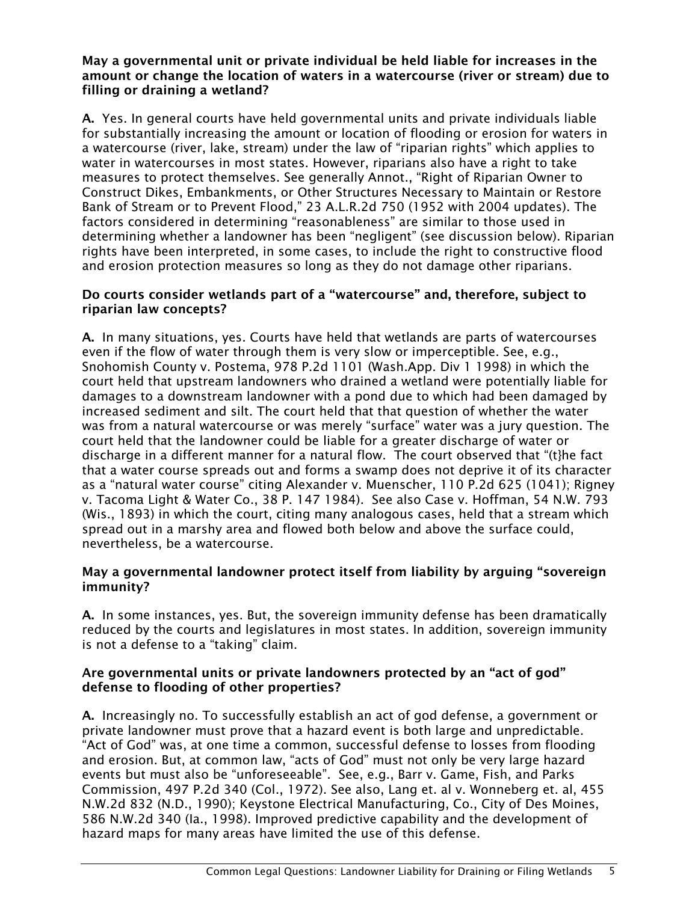**May a governmental unit or private individual be held liable for increases in the amount or change the location of waters in a watercourse (river or stream) due to filling or draining a wetland?**

**A.** Yes. In general courts have held governmental units and private individuals liable for substantially increasing the amount or location of flooding or erosion for waters in a watercourse (river, lake, stream) under the law of "riparian rights" which applies to water in watercourses in most states. However, riparians also have a right to take measures to protect themselves. See generally Annot., "Right of Riparian Owner to Construct Dikes, Embankments, or Other Structures Necessary to Maintain or Restore Bank of Stream or to Prevent Flood," 23 A.L.R.2d 750 (1952 with 2004 updates). The factors considered in determining "reasonableness" are similar to those used in determining whether a landowner has been "negligent" (see discussion below). Riparian rights have been interpreted, in some cases, to include the right to constructive flood and erosion protection measures so long as they do not damage other riparians.

**Do courts consider wetlands part of a "watercourse" and, therefore, subject to riparian law concepts?**

**A.** In many situations, yes. Courts have held that wetlands are parts of watercourses even if the flow of water through them is very slow or imperceptible. See, e.g., Snohomish County v. Postema, 978 P.2d 1101 (Wash.App. Div 1 1998) in which the court held that upstream landowners who drained a wetland were potentially liable for damages to a downstream landowner with a pond due to which had been damaged by increased sediment and silt. The court held that that question of whether the water was from a natural watercourse or was merely "surface" water was a jury question. The court held that the landowner could be liable for a greater discharge of water or discharge in a different manner for a natural flow. The court observed that "(t}he fact that a water course spreads out and forms a swamp does not deprive it of its character as a "natural water course" citing Alexander v. Muenscher, 110 P.2d 625 (1041); Rigney v. Tacoma Light & Water Co., 38 P. 147 1984). See also Case v. Hoffman, 54 N.W. 793 (Wis., 1893) in which the court, citing many analogous cases, held that a stream which spread out in a marshy area and flowed both below and above the surface could, nevertheless, be a watercourse.

**May a governmental landowner protect itself from liability by arguing "sovereign immunity?**

**A.** In some instances, yes. But, the sovereign immunity defense has been dramatically reduced by the courts and legislatures in most states. In addition, sovereign immunity is not a defense to a "taking" claim.

**Are governmental units or private landowners protected by an "act of god" defense to flooding of other properties?**

**A.** Increasingly no. To successfully establish an act of god defense, a government or private landowner must prove that a hazard event is both large and unpredictable. "Act of God" was, at one time a common, successful defense to losses from flooding and erosion. But, at common law, "acts of God" must not only be very large hazard events but must also be "unforeseeable". See, e.g., Barr v. Game, Fish, and Parks Commission, 497 P.2d 340 (Col., 1972). See also, Lang et. al v. Wonneberg et. al, 455 N.W.2d 832 (N.D., 1990); Keystone Electrical Manufacturing, Co., City of Des Moines, 586 N.W.2d 340 (Ia., 1998). Improved predictive capability and the development of hazard maps for many areas have limited the use of this defense.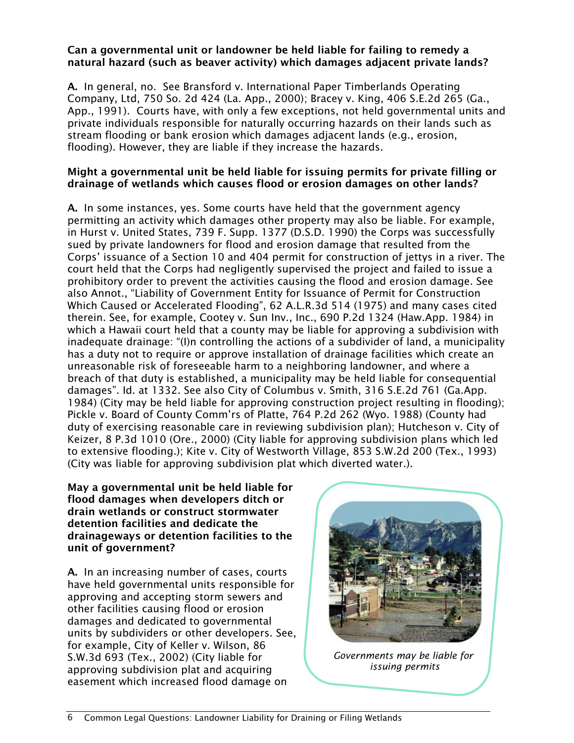**Can a governmental unit or landowner be held liable for failing to remedy a natural hazard (such as beaver activity) which damages adjacent private lands?**

**A.** In general, no. See Bransford v. International Paper Timberlands Operating Company, Ltd, 750 So. 2d 424 (La. App., 2000); Bracey v. King, 406 S.E.2d 265 (Ga., App., 1991). Courts have, with only a few exceptions, not held governmental units and private individuals responsible for naturally occurring hazards on their lands such as stream flooding or bank erosion which damages adjacent lands (e.g., erosion, flooding). However, they are liable if they increase the hazards.

**Might a governmental unit be held liable for issuing permits for private filling or drainage of wetlands which causes flood or erosion damages on other lands?**

**A.** In some instances, yes. Some courts have held that the government agency permitting an activity which damages other property may also be liable. For example, in Hurst v. United States, 739 F. Supp. 1377 (D.S.D. 1990) the Corps was successfully sued by private landowners for flood and erosion damage that resulted from the Corps' issuance of a Section 10 and 404 permit for construction of jettys in a river. The court held that the Corps had negligently supervised the project and failed to issue a prohibitory order to prevent the activities causing the flood and erosion damage. See also Annot., "Liability of Government Entity for Issuance of Permit for Construction Which Caused or Accelerated Flooding", 62 A.L.R.3d 514 (1975) and many cases cited therein. See, for example, Cootey v. Sun Inv., Inc., 690 P.2d 1324 (Haw.App. 1984) in which a Hawaii court held that a county may be liable for approving a subdivision with inadequate drainage: "(I)n controlling the actions of a subdivider of land, a municipality has a duty not to require or approve installation of drainage facilities which create an unreasonable risk of foreseeable harm to a neighboring landowner, and where a breach of that duty is established, a municipality may be held liable for consequential damages". Id. at 1332. See also City of Columbus v. Smith, 316 S.E.2d 761 (Ga.App. 1984) (City may be held liable for approving construction project resulting in flooding); Pickle v. Board of County Comm'rs of Platte, 764 P.2d 262 (Wyo. 1988) (County had duty of exercising reasonable care in reviewing subdivision plan); Hutcheson v. City of Keizer, 8 P.3d 1010 (Ore., 2000) (City liable for approving subdivision plans which led to extensive flooding.); Kite v. City of Westworth Village, 853 S.W.2d 200 (Tex., 1993) (City was liable for approving subdivision plat which diverted water.).

**May a governmental unit be held liable for flood damages when developers ditch or drain wetlands or construct stormwater detention facilities and dedicate the drainageways or detention facilities to the unit of government?**

**A.** In an increasing number of cases, courts have held governmental units responsible for approving and accepting storm sewers and other facilities causing flood or erosion damages and dedicated to governmental units by subdividers or other developers. See, for example, City of Keller v. Wilson, 86 S.W.3d 693 (Tex., 2002) (City liable for approving subdivision plat and acquiring easement which increased flood damage on

*Governments may be liable for issuing permits*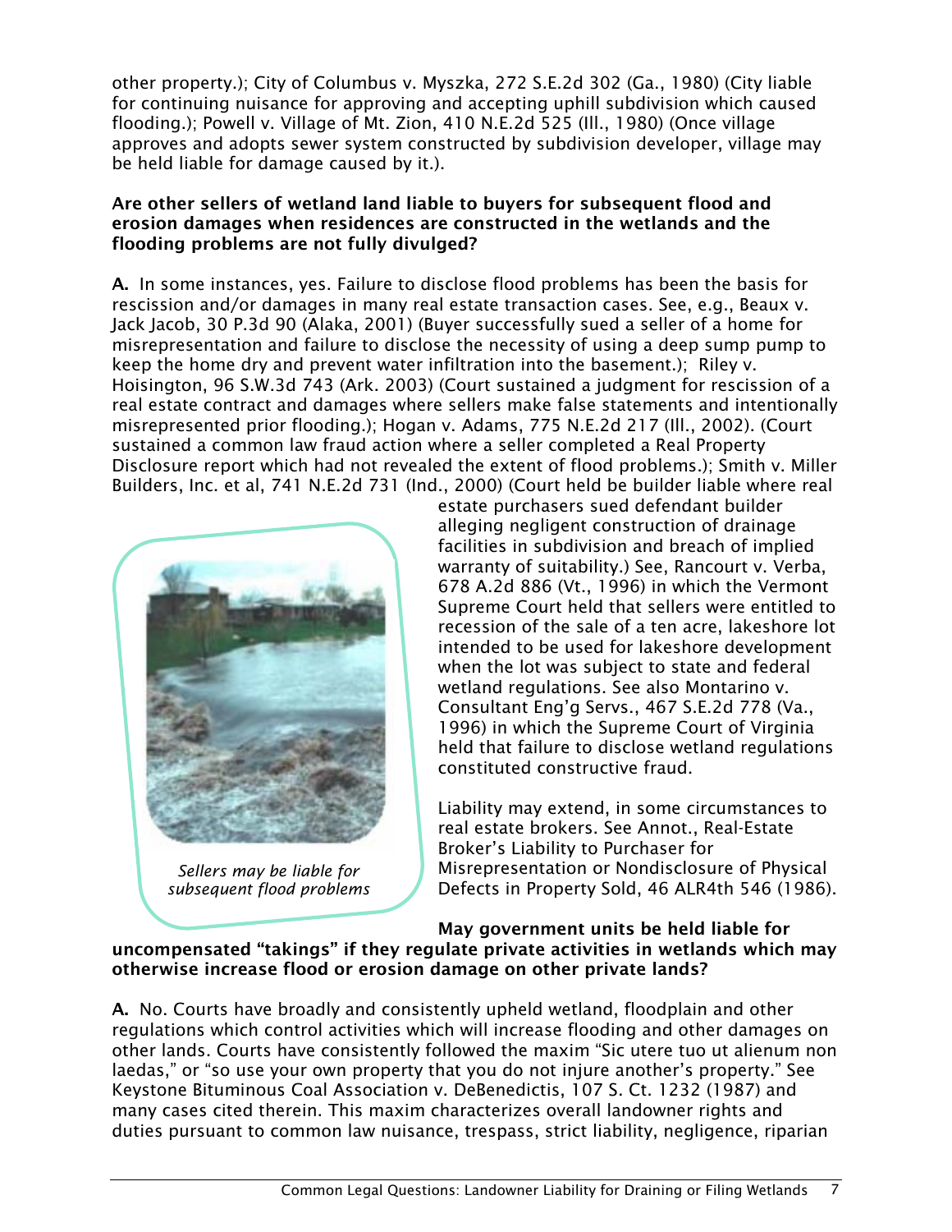other property.); City of Columbus v. Myszka, 272 S.E.2d 302 (Ga., 1980) (City liable for continuing nuisance for approving and accepting uphill subdivision which caused flooding.); Powell v. Village of Mt. Zion, 410 N.E.2d 525 (Ill., 1980) (Once village approves and adopts sewer system constructed by subdivision developer, village may be held liable for damage caused by it.).

**Are other sellers of wetland land liable to buyers for subsequent flood and erosion damages when residences are constructed in the wetlands and the flooding problems are not fully divulged?**

**A.** In some instances, yes. Failure to disclose flood problems has been the basis for rescission and/or damages in many real estate transaction cases. See, e.g., Beaux v. Jack Jacob, 30 P.3d 90 (Alaka, 2001) (Buyer successfully sued a seller of a home for misrepresentation and failure to disclose the necessity of using a deep sump pump to keep the home dry and prevent water infiltration into the basement.); Riley v. Hoisington, 96 S.W.3d 743 (Ark. 2003) (Court sustained a judgment for rescission of a real estate contract and damages where sellers make false statements and intentionally misrepresented prior flooding.); Hogan v. Adams, 775 N.E.2d 217 (Ill., 2002). (Court sustained a common law fraud action where a seller completed a Real Property Disclosure report which had not revealed the extent of flood problems.); Smith v. Miller Builders, Inc. et al, 741 N.E.2d 731 (Ind., 2000) (Court held be builder liable where real estate purchasers sued defendant builder alleging negligent construction of drainage facilities in subdivision and breach of implied warranty of suitability.) See, Rancourt v. Verba, 678 A.2d 886 (Vt., 1996) in which the Vermont Supreme Court held that sellers were entitled to recession of the sale of a ten acre, lakeshore lot intended to be used for lakeshore development when the lot was subject to state and federal wetland regulations. See also Montarino v. Consultant Eng'g Servs., 467 S.E.2d 778 (Va., 1996) in which the Supreme Court of Virginia held that failure to disclose wetland regulations constituted constructive fraud.

*Sellers may be liable for subsequent flood problems*

Liability may extend, in some circumstances to real estate brokers. See Annot., Real-Estate Broker's Liability to Purchaser for Misrepresentation or Nondisclosure of Physical Defects in Property Sold, 46 ALR4th 546 (1986).

**May government units be held liable for uncompensated "takings" if they regulate private activities in wetlands which may otherwise increase flood or erosion damage on other private lands?**

**A.** No. Courts have broadly and consistently upheld wetland, floodplain and other regulations which control activities which will increase flooding and other damages on other lands. Courts have consistently followed the maxim "Sic utere tuo ut alienum non laedas," or "so use your own property that you do not injure another's property." See Keystone Bituminous Coal Association v. DeBenedictis, 107 S. Ct. 1232 (1987) and many cases cited therein. This maxim characterizes overall landowner rights and duties pursuant to common law nuisance, trespass, strict liability, negligence, riparian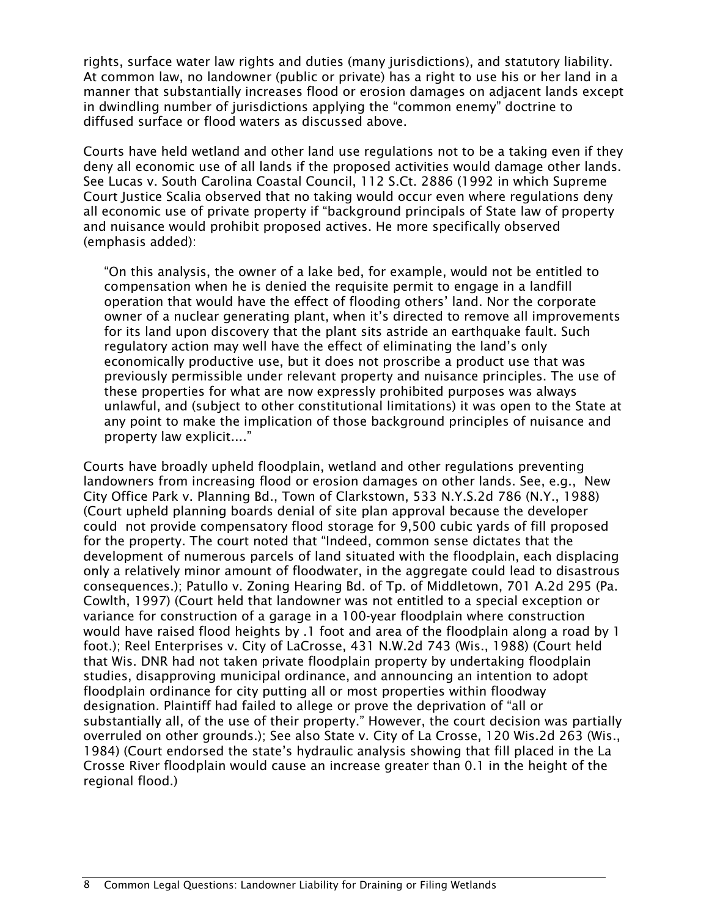rights, surface water law rights and duties (many jurisdictions), and statutory liability. At common law, no landowner (public or private) has a right to use his or her land in a manner that substantially increases flood or erosion damages on adjacent lands except in dwindling number of jurisdictions applying the "common enemy" doctrine to diffused surface or flood waters as discussed above.

Courts have held wetland and other land use regulations not to be a taking even if they deny all economic use of all lands if the proposed activities would damage other lands. See Lucas v. South Carolina Coastal Council, 112 S.Ct. 2886 (1992 in which Supreme Court Justice Scalia observed that no taking would occur even where regulations deny all economic use of private property if "background principals of State law of property and nuisance would prohibit proposed actives. He more specifically observed (emphasis added):

> "On this analysis, the owner of a lake bed, for example, would not be entitled to compensation when he is denied the requisite permit to engage in a landfill operation that would have the effect of flooding others' land. Nor the corporate owner of a nuclear generating plant, when it's directed to remove all improvements for its land upon discovery that the plant sits astride an earthquake fault. Such regulatory action may well have the effect of eliminating the land's only economically productive use, but it does not proscribe a product use that was previously permissible under relevant property and nuisance principles. The use of these properties for what are now expressly prohibited purposes was always unlawful, and (subject to other constitutional limitations) it was open to the State at any point to make the implication of those background principles of nuisance and property law explicit...."

Courts have broadly upheld floodplain, wetland and other regulations preventing landowners from increasing flood or erosion damages on other lands. See, e.g., New City Office Park v. Planning Bd., Town of Clarkstown, 533 N.Y.S.2d 786 (N.Y., 1988) (Court upheld planning boards denial of site plan approval because the developer could not provide compensatory flood storage for 9,500 cubic yards of fill proposed for the property. The court noted that "Indeed, common sense dictates that the development of numerous parcels of land situated with the floodplain, each displacing only a relatively minor amount of floodwater, in the aggregate could lead to disastrous consequences.); Patullo v. Zoning Hearing Bd. of Tp. of Middletown, 701 A.2d 295 (Pa. Cowlth, 1997) (Court held that landowner was not entitled to a special exception or variance for construction of a garage in a 100-year floodplain where construction would have raised flood heights by .1 foot and area of the floodplain along a road by 1 foot.); Reel Enterprises v. City of LaCrosse, 431 N.W.2d 743 (Wis., 1988) (Court held that Wis. DNR had not taken private floodplain property by undertaking floodplain studies, disapproving municipal ordinance, and announcing an intention to adopt floodplain ordinance for city putting all or most properties within floodway designation. Plaintiff had failed to allege or prove the deprivation of "all or substantially all, of the use of their property." However, the court decision was partially overruled on other grounds.); See also State v. City of La Crosse, 120 Wis.2d 263 (Wis., 1984) (Court endorsed the state's hydraulic analysis showing that fill placed in the La Crosse River floodplain would cause an increase greater than 0.1 in the height of the regional flood.)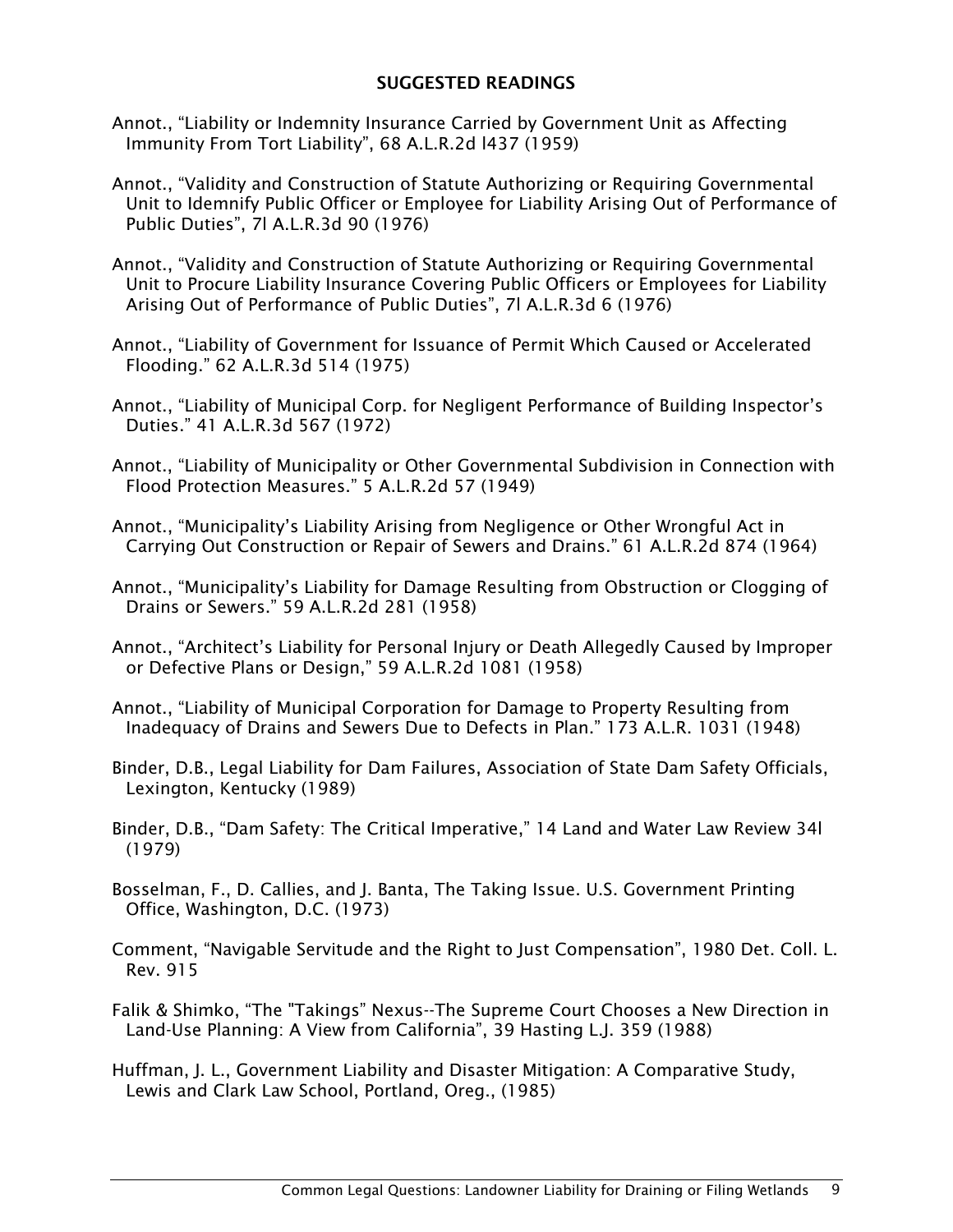## SUGGESTED READINGS

Annot., "Liability or Indemnity Insurance Carried by Government Unit as Affecting Immunity From Tort Liability", 68 A.L.R.2d l437 (1959)

Annot., "Validity and Construction of Statute Authorizing or Requiring Governmental Unit to Idemnify Public Officer or Employee for Liability Arising Out of Performance of Public Duties", 7l A.L.R.3d 90 (1976)

Annot., "Validity and Construction of Statute Authorizing or Requiring Governmental Unit to Procure Liability Insurance Covering Public Officers or Employees for Liability Arising Out of Performance of Public Duties", 7l A.L.R.3d 6 (1976)

Annot., "Liability of Government for Issuance of Permit Which Caused or Accelerated Flooding." 62 A.L.R.3d 514 (1975)

Annot., "Liability of Municipal Corp. for Negligent Performance of Building Inspector's Duties." 41 A.L.R.3d 567 (1972)

Annot., "Liability of Municipality or Other Governmental Subdivision in Connection with Flood Protection Measures." 5 A.L.R.2d 57 (1949)

Annot., "Municipality's Liability Arising from Negligence or Other Wrongful Act in Carrying Out Construction or Repair of Sewers and Drains." 61 A.L.R.2d 874 (1964)

Annot., "Municipality's Liability for Damage Resulting from Obstruction or Clogging of Drains or Sewers." 59 A.L.R.2d 281 (1958)

Annot., "Architect's Liability for Personal Injury or Death Allegedly Caused by Improper or Defective Plans or Design," 59 A.L.R.2d 1081 (1958)

Annot., "Liability of Municipal Corporation for Damage to Property Resulting from Inadequacy of Drains and Sewers Due to Defects in Plan." 173 A.L.R. 1031 (1948)

Binder, D.B., Legal Liability for Dam Failures, Association of State Dam Safety Officials, Lexington, Kentucky (1989)

Binder, D.B., "Dam Safety: The Critical Imperative," 14 Land and Water Law Review 34l (1979)

Bosselman, F., D. Callies, and J. Banta, The Taking Issue. U.S. Government Printing Office, Washington, D.C. (1973)

Comment, "Navigable Servitude and the Right to Just Compensation", 1980 Det. Coll. L. Rev. 915

Falik & Shimko, "The "Takings" Nexus--The Supreme Court Chooses a New Direction in Land-Use Planning: A View from California", 39 Hasting L.J. 359 (1988)

Huffman, J. L., Government Liability and Disaster Mitigation: A Comparative Study, Lewis and Clark Law School, Portland, Oreg., (1985)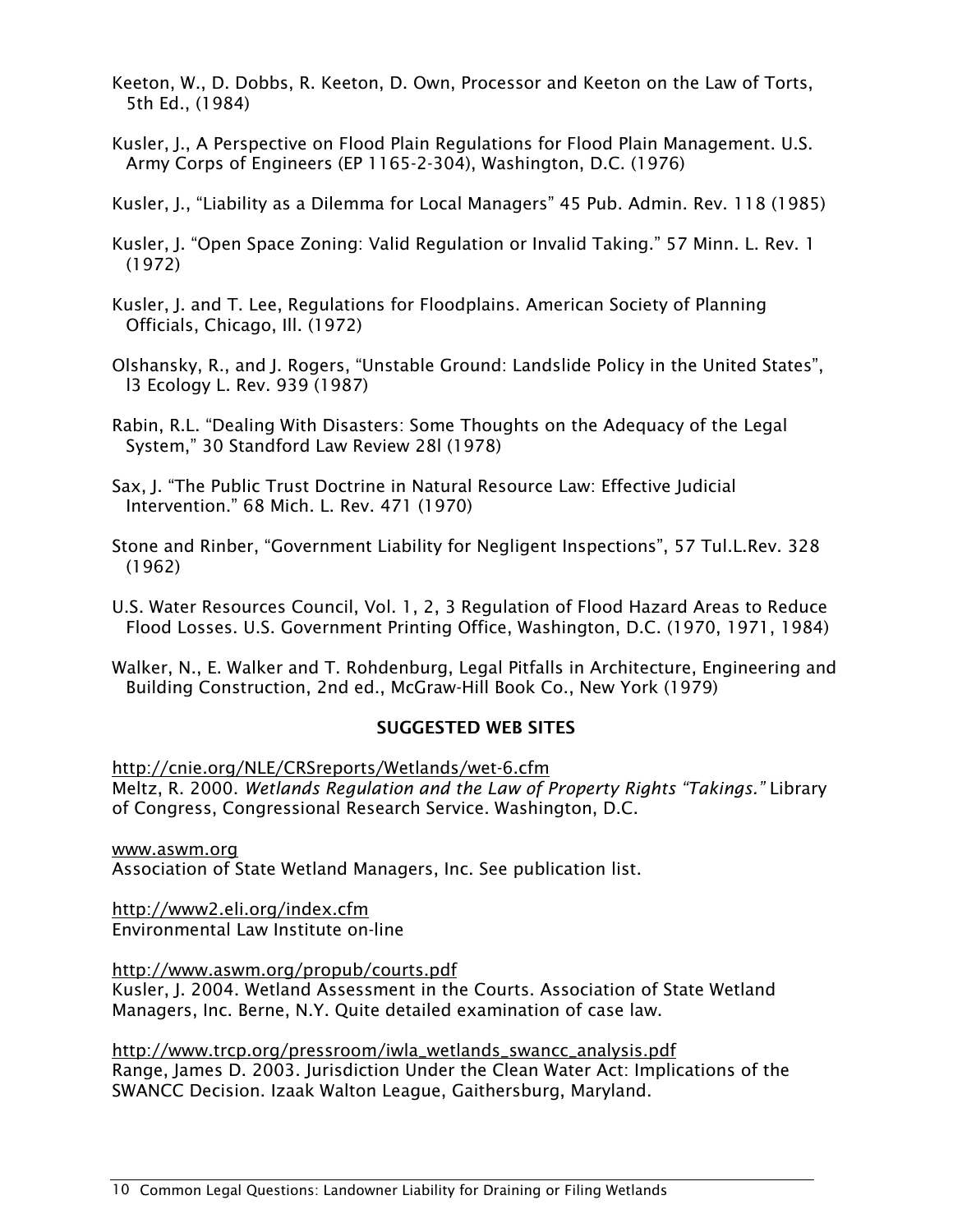Keeton, W., D. Dobbs, R. Keeton, D. Own, Processor and Keeton on the Law of Torts, 5th Ed., (1984)

Kusler, J., A Perspective on Flood Plain Regulations for Flood Plain Management. U.S. Army Corps of Engineers (EP 1165-2-304), Washington, D.C. (1976)

Kusler, J., "Liability as a Dilemma for Local Managers" 45 Pub. Admin. Rev. 118 (1985)

Kusler, J. "Open Space Zoning: Valid Regulation or Invalid Taking." 57 Minn. L. Rev. 1 (1972)

Kusler, J. and T. Lee, Regulations for Floodplains. American Society of Planning Officials, Chicago, Ill. (1972)

Olshansky, R., and J. Rogers, "Unstable Ground: Landslide Policy in the United States", l3 Ecology L. Rev. 939 (1987)

Rabin, R.L. "Dealing With Disasters: Some Thoughts on the Adequacy of the Legal System," 30 Standford Law Review 28l (1978)

Sax, J. "The Public Trust Doctrine in Natural Resource Law: Effective Judicial Intervention." 68 Mich. L. Rev. 471 (1970)

Stone and Rinber, "Government Liability for Negligent Inspections", 57 Tul.L.Rev. 328 (1962)

U.S. Water Resources Council, Vol. 1, 2, 3 Regulation of Flood Hazard Areas to Reduce Flood Losses. U.S. Government Printing Office, Washington, D.C. (1970, 1971, 1984)

Walker, N., E. Walker and T. Rohdenburg, Legal Pitfalls in Architecture, Engineering and Building Construction, 2nd ed., McGraw-Hill Book Co., New York (1979)

## SUGGESTED WEB SITES

http://cnie.org/NLE/CRSreports/Wetlands/wet-6.cfm
Meltz, R. 2000. *Wetlands Regulation and the Law of Property Rights "Takings."* Library of Congress, Congressional Research Service. Washington, D.C.

www.aswm.org
Association of State Wetland Managers, Inc. See publication list.

http://www2.eli.org/index.cfm
Environmental Law Institute on-line

http://www.aswm.org/propub/courts.pdf
Kusler, J. 2004. Wetland Assessment in the Courts. Association of State Wetland Managers, Inc. Berne, N.Y. Quite detailed examination of case law.

http://www.trcp.org/pressroom/iwla_wetlands_swancc_analysis.pdf
Range, James D. 2003. Jurisdiction Under the Clean Water Act: Implications of the SWANCC Decision. Izaak Walton League, Gaithersburg, Maryland.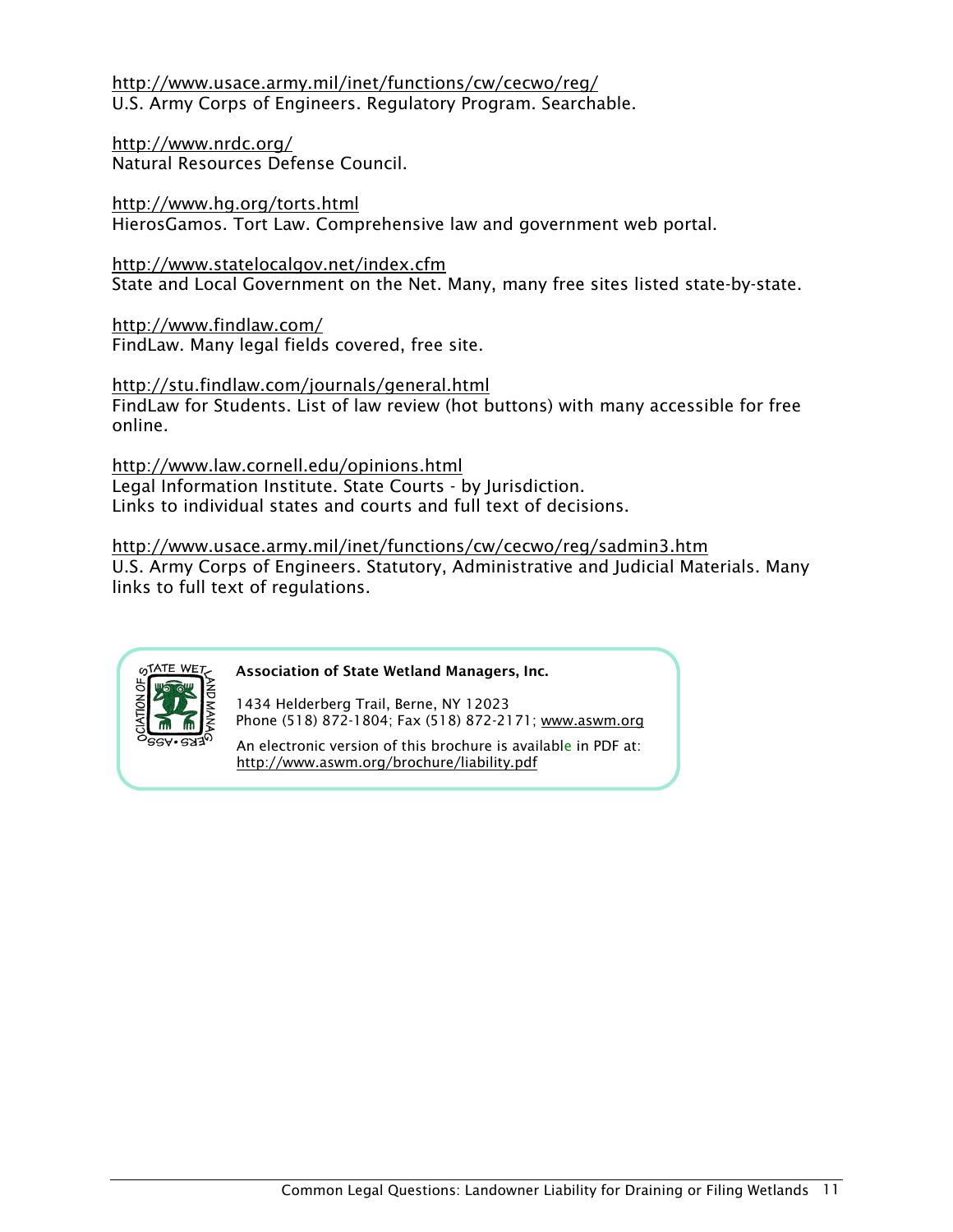http://www.usace.army.mil/inet/functions/cw/cecwo/reg/
U.S. Army Corps of Engineers. Regulatory Program. Searchable.

http://www.nrdc.org/
Natural Resources Defense Council.

http://www.hg.org/torts.html
HierosGamos. Tort Law. Comprehensive law and government web portal.

http://www.statelocalgov.net/index.cfm
State and Local Government on the Net. Many, many free sites listed state-by-state.

http://www.findlaw.com/
FindLaw. Many legal fields covered, free site.

http://stu.findlaw.com/journals/general.html
FindLaw for Students. List of law review (hot buttons) with many accessible for free online.

http://www.law.cornell.edu/opinions.html
Legal Information Institute. State Courts - by Jurisdiction.
Links to individual states and courts and full text of decisions.

http://www.usace.army.mil/inet/functions/cw/cecwo/reg/sadmin3.htm
U.S. Army Corps of Engineers. Statutory, Administrative and Judicial Materials. Many links to full text of regulations.

**Association of State Wetland Managers, Inc.**

1434 Helderberg Trail, Berne, NY 12023
Phone (518) 872-1804; Fax (518) 872-2171; www.aswm.org

An electronic version of this brochure is available in PDF at:
http://www.aswm.org/brochure/liability.pdf